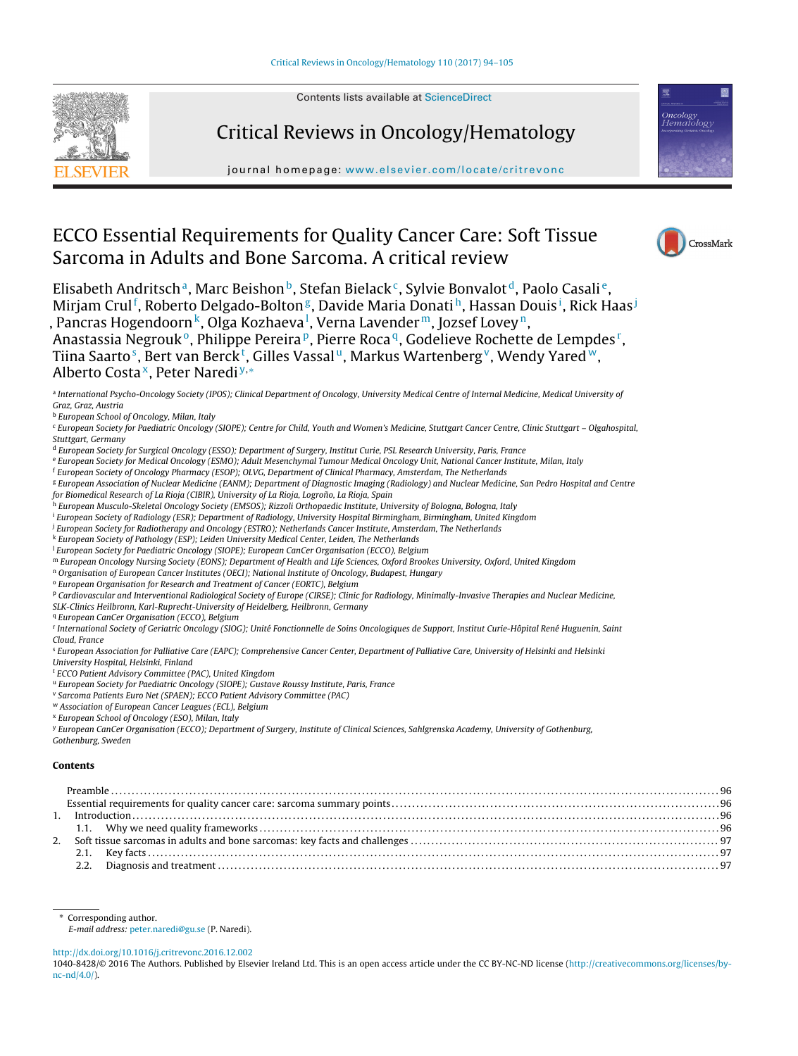Contents lists available at ScienceDirect

Critical Reviews in Oncology/Hematology

journal homepage: www.elsevier.com/locate/critrevonc

# ECCO Essential Requirements for Quality Cancer Care: Soft Tissue Sarcoma in Adults and Bone Sarcoma. A critical review

Elisabeth Andritsch[a], Marc Beishon[b], Stefan Bielack[c], Sylvie Bonvalot[d], Paolo Casali[e], Mirjam Crul[f], Roberto Delgado-Bolton[g], Davide Maria Donati[h], Hassan Douis[i], Rick Haas[j], Pancras Hogendoorn[k], Olga Kozhaeva[l], Verna Lavender[m], Jozsef Lovey[n], Anastassia Negrouk[o], Philippe Pereira[p], Pierre Roca[q], Godelieve Rochette de Lempdes[r], Tiina Saarto[s], Bert van Berck[t], Gilles Vassal[u], Markus Wartenberg[v], Wendy Yared[w], Alberto Costa[x], Peter Naredi[y,*]

[a] International Psycho-Oncology Society (IPOS); Clinical Department of Oncology, University Medical Centre of Internal Medicine, Medical University of Graz, Graz, Austria

[b] European School of Oncology, Milan, Italy

[c] European Society for Paediatric Oncology (SIOPE); Centre for Child, Youth and Women's Medicine, Stuttgart Cancer Centre, Clinic Stuttgart – Olgahospital, Stuttgart, Germany

[d] European Society for Surgical Oncology (ESSO); Department of Surgery, Institut Curie, PSL Research University, Paris, France

[e] European Society for Medical Oncology (ESMO); Adult Mesenchymal Tumour Medical Oncology Unit, National Cancer Institute, Milan, Italy

[f] European Society of Oncology Pharmacy (ESOP); OLVG, Department of Clinical Pharmacy, Amsterdam, The Netherlands

[g] European Association of Nuclear Medicine (EANM); Department of Diagnostic Imaging (Radiology) and Nuclear Medicine, San Pedro Hospital and Centre for Biomedical Research of La Rioja (CIBIR), University of La Rioja, Logroño, Spain

[h] European Musculo-Skeletal Oncology Society (EMSOS); Rizzoli Orthopaedic Institute, University of Bologna, Bologna, Italy

[i] European Society of Radiology (ESR); Department of Radiology, University Hospital Birmingham, Birmingham, United Kingdom

[j] European Society for Radiotherapy and Oncology (ESTRO); Netherlands Cancer Institute, Amsterdam, The Netherlands

[k] European Society of Pathology (ESP); Leiden University Medical Center, Leiden, The Netherlands

[l] European Society for Paediatric Oncology (SIOPE); European CanCer Organisation (ECCO), Belgium

[m] European Oncology Nursing Society (EONS); Department of Health and Life Sciences, Oxford Brookes University, Oxford, United Kingdom

[n] Organisation of European Cancer Institutes (OECI); National Institute of Oncology, Budapest, Hungary

[o] European Organisation for Research and Treatment of Cancer (EORTC), Belgium

[p] Cardiovascular and Interventional Radiological Society of Europe (CIRSE); Clinic for Radiology, Minimally-Invasive Therapies and Nuclear Medicine, SLK-Clinics Heilbronn, Karl-Ruprecht-University of Heidelberg, Heilbronn, Germany

[q] European CanCer Organisation (ECCO), Belgium

[r] International Society of Geriatric Oncology (SIOG); Unité Fonctionnelle de Soins Oncologiques de Support, Institut Curie-Hôpital René Huguenin, Saint Cloud, France

[s] European Association for Palliative Care (EAPC); Comprehensive Cancer Center, Department of Palliative Care, University of Helsinki and Helsinki University Hospital, Helsinki, Finland

[t] ECCO Patient Advisory Committee (PAC), United Kingdom

[u] European Society for Paediatric Oncology (SIOPE); Gustave Roussy Institute, Paris, France

[v] Sarcoma Patients Euro Net (SPAEN); ECCO Patient Advisory Committee (PAC)

[w] Association of European Cancer Leagues (ECL), Belgium

[x] European School of Oncology (ESO), Milan, Italy

[y] European CanCer Organisation (ECCO); Department of Surgery, Institute of Clinical Sciences, Sahlgrenska Academy, University of Gothenburg, Gothenburg, Sweden

## Contents

| | | |
|---|---|---|
| | Preamble | 96 |
| | Essential requirements for quality cancer care: sarcoma summary points | 96 |
| 1. | Introduction | 96 |
| | 1.1. Why we need quality frameworks | 96 |
| 2. | Soft tissue sarcomas in adults and bone sarcomas: key facts and challenges | 97 |
| | 2.1. Key facts | 97 |
| | 2.2. Diagnosis and treatment | 97 |

\* Corresponding author.
E-mail address: peter.naredi@gu.se (P. Naredi).

http://dx.doi.org/10.1016/j.critrevonc.2016.12.002
1040-8428/© 2016 The Authors. Published by Elsevier Ireland Ltd. This is an open access article under the CC BY-NC-ND license (http://creativecommons.org/licenses/by-nc-nd/4.0/).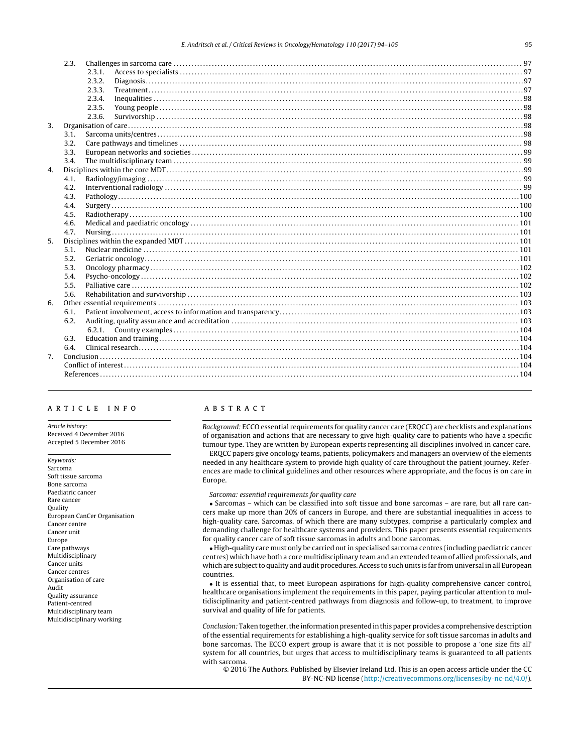2.3. Challenges in sarcoma care ........ 97
- 2.3.1. Access to specialists ........ 97
- 2.3.2. Diagnosis ........ 97
- 2.3.3. Treatment ........ 97
- 2.3.4. Inequalities ........ 98
- 2.3.5. Young people ........ 98
- 2.3.6. Survivorship ........ 98

3. Organisation of care ........ 98
- 3.1. Sarcoma units/centres ........ 98
- 3.2. Care pathways and timelines ........ 98
- 3.3. European networks and societies ........ 99
- 3.4. The multidisciplinary team ........ 99

4. Disciplines within the core MDT ........ 99
- 4.1. Radiology/imaging ........ 99
- 4.2. Interventional radiology ........ 99
- 4.3. Pathology ........ 100
- 4.4. Surgery ........ 100
- 4.5. Radiotherapy ........ 100
- 4.6. Medical and paediatric oncology ........ 101
- 4.7. Nursing ........ 101

5. Disciplines within the expanded MDT ........ 101
- 5.1. Nuclear medicine ........ 101
- 5.2. Geriatric oncology ........ 101
- 5.3. Oncology pharmacy ........ 102
- 5.4. Psycho-oncology ........ 102
- 5.5. Palliative care ........ 102
- 5.6. Rehabilitation and survivorship ........ 103

6. Other essential requirements ........ 103
- 6.1. Patient involvement, access to information and transparency ........ 103
- 6.2. Auditing, quality assurance and accreditation ........ 103
  - 6.2.1. Country examples ........ 104
- 6.3. Education and training ........ 104
- 6.4. Clinical research ........ 104

7. Conclusion ........ 104

Conflict of interest ........ 104

References ........ 104

## ARTICLE INFO

*Article history:*
Received 4 December 2016
Accepted 5 December 2016

*Keywords:*
Sarcoma
Soft tissue sarcoma
Bone sarcoma
Paediatric cancer
Rare cancer
Quality
European CanCer Organisation
Cancer centre
Cancer unit
Europe
Care pathways
Multidisciplinary
Cancer units
Cancer centres
Organisation of care
Audit
Quality assurance
Patient-centred
Multidisciplinary team
Multidisciplinary working

## ABSTRACT

*Background:* ECCO essential requirements for quality cancer care (ERQCC) are checklists and explanations of organisation and actions that are necessary to give high-quality care to patients who have a specific tumour type. They are written by European experts representing all disciplines involved in cancer care.

ERQCC papers give oncology teams, patients, policymakers and managers an overview of the elements needed in any healthcare system to provide high quality of care throughout the patient journey. References are made to clinical guidelines and other resources where appropriate, and the focus is on care in Europe.

*Sarcoma: essential requirements for quality care*

- Sarcomas – which can be classified into soft tissue and bone sarcomas – are rare, but all rare cancers make up more than 20% of cancers in Europe, and there are substantial inequalities in access to high-quality care. Sarcomas, of which there are many subtypes, comprise a particularly complex and demanding challenge for healthcare systems and providers. This paper presents essential requirements for quality cancer care of soft tissue sarcomas in adults and bone sarcomas.
- High-quality care must only be carried out in specialised sarcoma centres (including paediatric cancer centres) which have both a core multidisciplinary team and an extended team of allied professionals, and which are subject to quality and audit procedures. Access to such units is far from universal in all European countries.
- It is essential that, to meet European aspirations for high-quality comprehensive cancer control, healthcare organisations implement the requirements in this paper, paying particular attention to multidisciplinarity and patient-centred pathways from diagnosis and follow-up, to treatment, to improve survival and quality of life for patients.

*Conclusion:* Taken together, the information presented in this paper provides a comprehensive description of the essential requirements for establishing a high-quality service for soft tissue sarcomas in adults and bone sarcomas. The ECCO expert group is aware that it is not possible to propose a 'one size fits all' system for all countries, but urges that access to multidisciplinary teams is guaranteed to all patients with sarcoma.

© 2016 The Authors. Published by Elsevier Ireland Ltd. This is an open access article under the CC BY-NC-ND license (http://creativecommons.org/licenses/by-nc-nd/4.0/).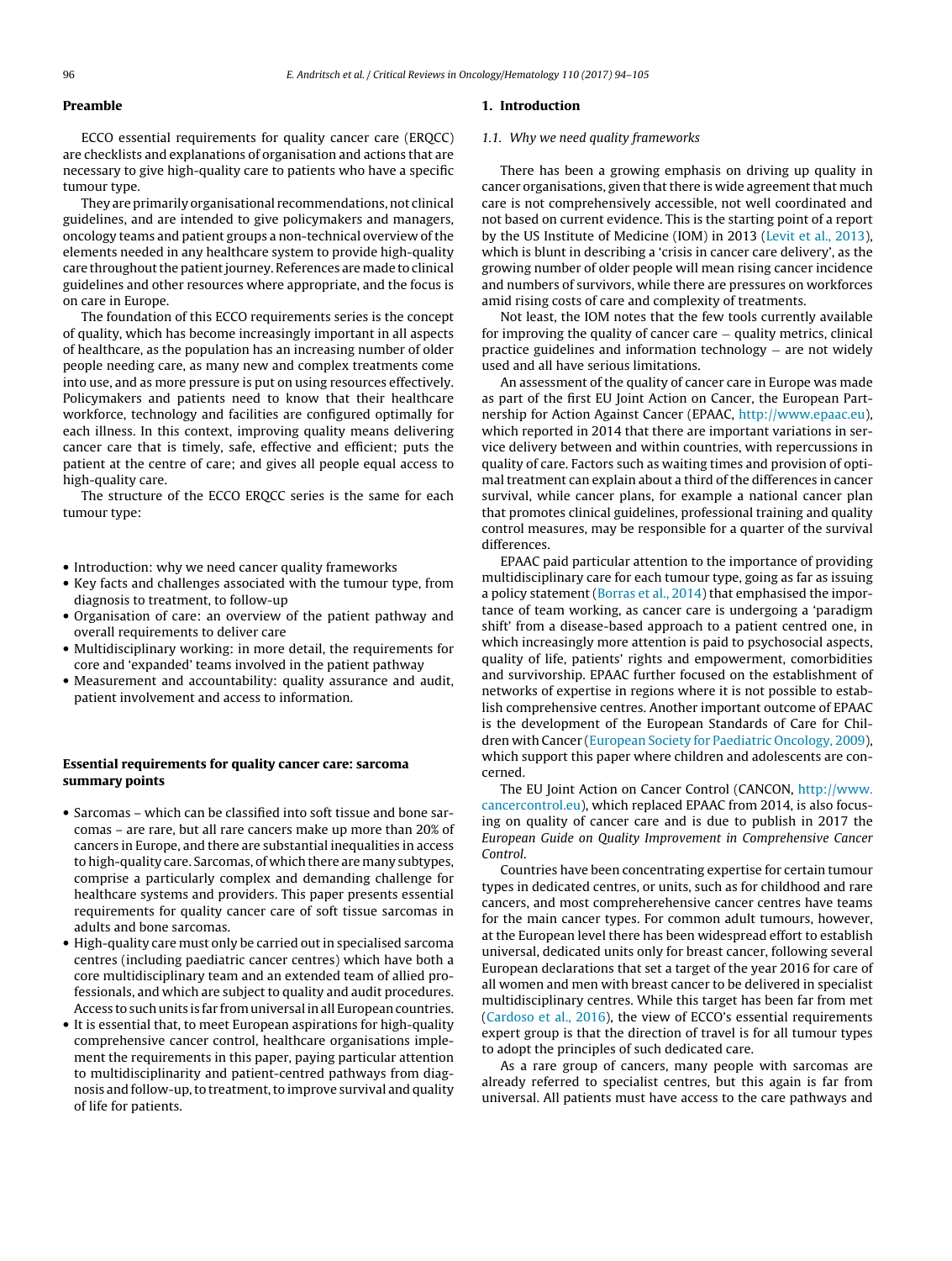## Preamble

ECCO essential requirements for quality cancer care (ERQCC) are checklists and explanations of organisation and actions that are necessary to give high-quality care to patients who have a specific tumour type.

They are primarily organisational recommendations, not clinical guidelines, and are intended to give policymakers and managers, oncology teams and patient groups a non-technical overview of the elements needed in any healthcare system to provide high-quality care throughout the patient journey. References are made to clinical guidelines and other resources where appropriate, and the focus is on care in Europe.

The foundation of this ECCO requirements series is the concept of quality, which has become increasingly important in all aspects of healthcare, as the population has an increasing number of older people needing care, as many new and complex treatments come into use, and as more pressure is put on using resources effectively. Policymakers and patients need to know that their healthcare workforce, technology and facilities are configured optimally for each illness. In this context, improving quality means delivering cancer care that is timely, safe, effective and efficient; puts the patient at the centre of care; and gives all people equal access to high-quality care.

The structure of the ECCO ERQCC series is the same for each tumour type:

- Introduction: why we need cancer quality frameworks
- Key facts and challenges associated with the tumour type, from diagnosis to treatment, to follow-up
- Organisation of care: an overview of the patient pathway and overall requirements to deliver care
- Multidisciplinary working: in more detail, the requirements for core and 'expanded' teams involved in the patient pathway
- Measurement and accountability: quality assurance and audit, patient involvement and access to information.

## Essential requirements for quality cancer care: sarcoma summary points

- Sarcomas – which can be classified into soft tissue and bone sarcomas – are rare, but all rare cancers make up more than 20% of cancers in Europe, and there are substantial inequalities in access to high-quality care. Sarcomas, of which there are many subtypes, comprise a particularly complex and demanding challenge for healthcare systems and providers. This paper presents essential requirements for quality cancer care of soft tissue sarcomas in adults and bone sarcomas.
- High-quality care must only be carried out in specialised sarcoma centres (including paediatric cancer centres) which have both a core multidisciplinary team and an extended team of allied professionals, and which are subject to quality and audit procedures. Access to such units is far from universal in all European countries.
- It is essential that, to meet European aspirations for high-quality comprehensive cancer control, healthcare organisations implement the requirements in this paper, paying particular attention to multidisciplinarity and patient-centred pathways from diagnosis and follow-up, to treatment, to improve survival and quality of life for patients.

## 1. Introduction

### 1.1. Why we need quality frameworks

There has been a growing emphasis on driving up quality in cancer organisations, given that there is wide agreement that much care is not comprehensively accessible, not well coordinated and not based on current evidence. This is the starting point of a report by the US Institute of Medicine (IOM) in 2013 (Levit et al., 2013), which is blunt in describing a 'crisis in cancer care delivery', as the growing number of older people will mean rising cancer incidence and numbers of survivors, while there are pressures on workforces amid rising costs of care and complexity of treatments.

Not least, the IOM notes that the few tools currently available for improving the quality of cancer care – quality metrics, clinical practice guidelines and information technology – are not widely used and all have serious limitations.

An assessment of the quality of cancer care in Europe was made as part of the first EU Joint Action on Cancer, the European Partnership for Action Against Cancer (EPAAC, http://www.epaac.eu), which reported in 2014 that there are important variations in service delivery between and within countries, with repercussions in quality of care. Factors such as waiting times and provision of optimal treatment can explain about a third of the differences in cancer survival, while cancer plans, for example a national cancer plan that promotes clinical guidelines, professional training and quality control measures, may be responsible for a quarter of the survival differences.

EPAAC paid particular attention to the importance of providing multidisciplinary care for each tumour type, going as far as issuing a policy statement (Borras et al., 2014) that emphasised the importance of team working, as cancer care is undergoing a 'paradigm shift' from a disease-based approach to a patient centred one, in which increasingly more attention is paid to psychosocial aspects, quality of life, patients' rights and empowerment, comorbidities and survivorship. EPAAC further focused on the establishment of networks of expertise in regions where it is not possible to establish comprehensive centres. Another important outcome of EPAAC is the development of the European Standards of Care for Children with Cancer (European Society for Paediatric Oncology, 2009), which support this paper where children and adolescents are concerned.

The EU Joint Action on Cancer Control (CANCON, http://www.cancercontrol.eu), which replaced EPAAC from 2014, is also focusing on quality of cancer care and is due to publish in 2017 the *European Guide on Quality Improvement in Comprehensive Cancer Control*.

Countries have been concentrating expertise for certain tumour types in dedicated centres, or units, such as for childhood and rare cancers, and most compreherehensive cancer centres have teams for the main cancer types. For common adult tumours, however, at the European level there has been widespread effort to establish universal, dedicated units only for breast cancer, following several European declarations that set a target of the year 2016 for care of all women and men with breast cancer to be delivered in specialist multidisciplinary centres. While this target has been far from met (Cardoso et al., 2016), the view of ECCO's essential requirements expert group is that the direction of travel is for all tumour types to adopt the principles of such dedicated care.

As a rare group of cancers, many people with sarcomas are already referred to specialist centres, but this again is far from universal. All patients must have access to the care pathways and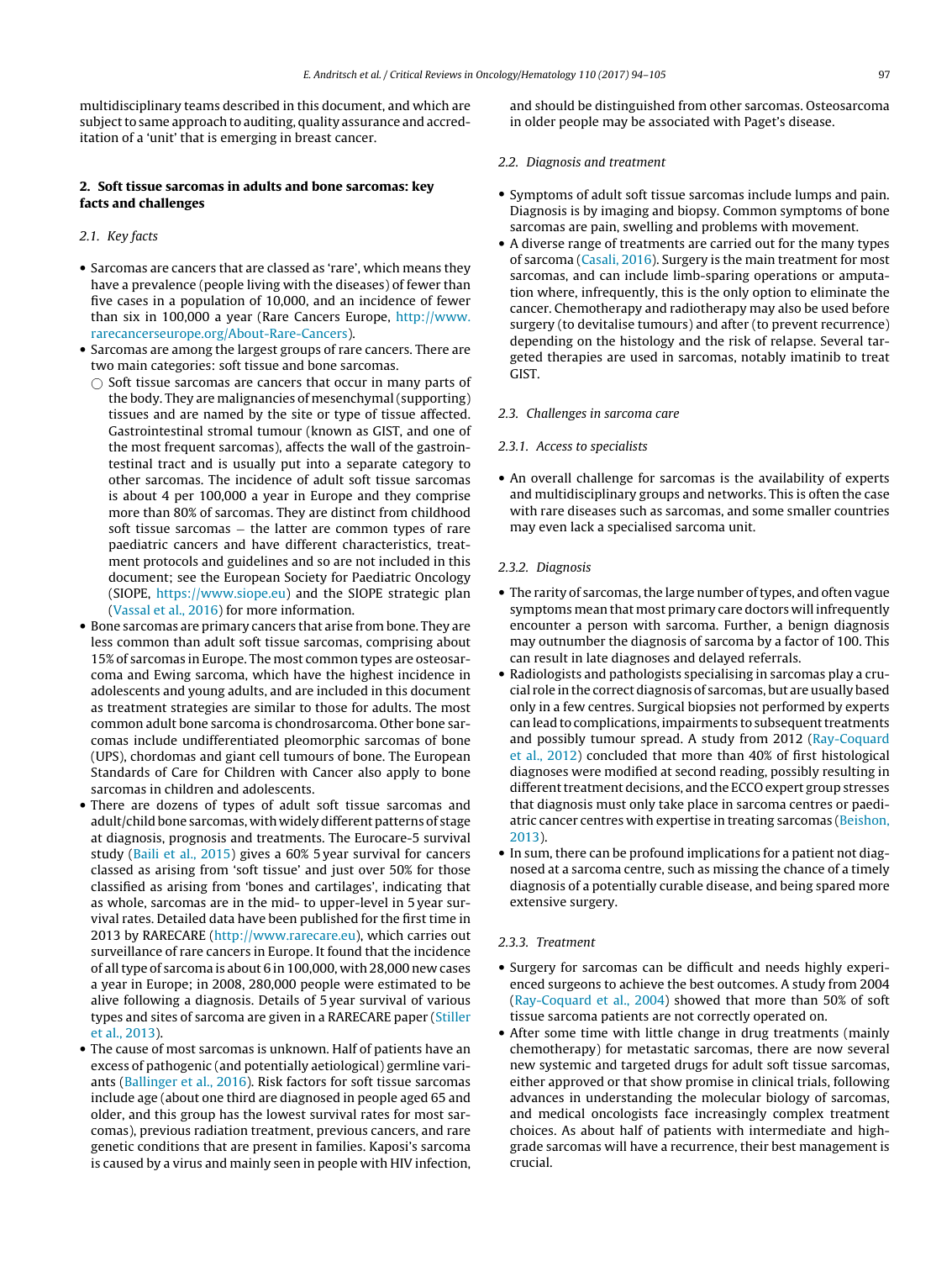multidisciplinary teams described in this document, and which are subject to same approach to auditing, quality assurance and accreditation of a 'unit' that is emerging in breast cancer.

## 2. Soft tissue sarcomas in adults and bone sarcomas: key facts and challenges

### 2.1. Key facts

- Sarcomas are cancers that are classed as 'rare', which means they have a prevalence (people living with the diseases) of fewer than five cases in a population of 10,000, and an incidence of fewer than six in 100,000 a year (Rare Cancers Europe, http://www.rarecancerseurope.org/About-Rare-Cancers).
- Sarcomas are among the largest groups of rare cancers. There are two main categories: soft tissue and bone sarcomas.
  - Soft tissue sarcomas are cancers that occur in many parts of the body. They are malignancies of mesenchymal (supporting) tissues and are named by the site or type of tissue affected. Gastrointestinal stromal tumour (known as GIST, and one of the most frequent sarcomas), affects the wall of the gastrointestinal tract and is usually put into a separate category to other sarcomas. The incidence of adult soft tissue sarcomas is about 4 per 100,000 a year in Europe and they comprise more than 80% of sarcomas. They are distinct from childhood soft tissue sarcomas – the latter are common types of rare paediatric cancers and have different characteristics, treatment protocols and guidelines and so are not included in this document; see the European Society for Paediatric Oncology (SIOPE, https://www.siope.eu) and the SIOPE strategic plan (Vassal et al., 2016) for more information.
- Bone sarcomas are primary cancers that arise from bone. They are less common than adult soft tissue sarcomas, comprising about 15% of sarcomas in Europe. The most common types are osteosarcoma and Ewing sarcoma, which have the highest incidence in adolescents and young adults, and are included in this document as treatment strategies are similar to those for adults. The most common adult bone sarcoma is chondrosarcoma. Other bone sarcomas include undifferentiated pleomorphic sarcomas of bone (UPS), chordomas and giant cell tumours of bone. The European Standards of Care for Children with Cancer also apply to bone sarcomas in children and adolescents.
- There are dozens of types of adult soft tissue sarcomas and adult/child bone sarcomas, with widely different patterns of stage at diagnosis, prognosis and treatments. The Eurocare-5 survival study (Baili et al., 2015) gives a 60% 5 year survival for cancers classed as arising from 'soft tissue' and just over 50% for those classified as arising from 'bones and cartilages', indicating that as whole, sarcomas are in the mid- to upper-level in 5 year survival rates. Detailed data have been published for the first time in 2013 by RARECARE (http://www.rarecare.eu), which carries out surveillance of rare cancers in Europe. It found that the incidence of all type of sarcoma is about 6 in 100,000, with 28,000 new cases a year in Europe; in 2008, 280,000 people were estimated to be alive following a diagnosis. Details of 5 year survival of various types and sites of sarcoma are given in a RARECARE paper (Stiller et al., 2013).
- The cause of most sarcomas is unknown. Half of patients have an excess of pathogenic (and potentially aetiological) germline variants (Ballinger et al., 2016). Risk factors for soft tissue sarcomas include age (about one third are diagnosed in people aged 65 and older, and this group has the lowest survival rates for most sarcomas), previous radiation treatment, previous cancers, and rare genetic conditions that are present in families. Kaposi's sarcoma is caused by a virus and mainly seen in people with HIV infection, and should be distinguished from other sarcomas. Osteosarcoma in older people may be associated with Paget's disease.

### 2.2. Diagnosis and treatment

- Symptoms of adult soft tissue sarcomas include lumps and pain. Diagnosis is by imaging and biopsy. Common symptoms of bone sarcomas are pain, swelling and problems with movement.
- A diverse range of treatments are carried out for the many types of sarcoma (Casali, 2016). Surgery is the main treatment for most sarcomas, and can include limb-sparing operations or amputation where, infrequently, this is the only option to eliminate the cancer. Chemotherapy and radiotherapy may also be used before surgery (to devitalise tumours) and after (to prevent recurrence) depending on the histology and the risk of relapse. Several targeted therapies are used in sarcomas, notably imatinib to treat GIST.

### 2.3. Challenges in sarcoma care

#### 2.3.1. Access to specialists

- An overall challenge for sarcomas is the availability of experts and multidisciplinary groups and networks. This is often the case with rare diseases such as sarcomas, and some smaller countries may even lack a specialised sarcoma unit.

#### 2.3.2. Diagnosis

- The rarity of sarcomas, the large number of types, and often vague symptoms mean that most primary care doctors will infrequently encounter a person with sarcoma. Further, a benign diagnosis may outnumber the diagnosis of sarcoma by a factor of 100. This can result in late diagnoses and delayed referrals.
- Radiologists and pathologists specialising in sarcomas play a crucial role in the correct diagnosis of sarcomas, but are usually based only in a few centres. Surgical biopsies not performed by experts can lead to complications, impairments to subsequent treatments and possibly tumour spread. A study from 2012 (Ray-Coquard et al., 2012) concluded that more than 40% of first histological diagnoses were modified at second reading, possibly resulting in different treatment decisions, and the ECCO expert group stresses that diagnosis must only take place in sarcoma centres or paediatric cancer centres with expertise in treating sarcomas (Beishon, 2013).
- In sum, there can be profound implications for a patient not diagnosed at a sarcoma centre, such as missing the chance of a timely diagnosis of a potentially curable disease, and being spared more extensive surgery.

#### 2.3.3. Treatment

- Surgery for sarcomas can be difficult and needs highly experienced surgeons to achieve the best outcomes. A study from 2004 (Ray-Coquard et al., 2004) showed that more than 50% of soft tissue sarcoma patients are not correctly operated on.
- After some time with little change in drug treatments (mainly chemotherapy) for metastatic sarcomas, there are now several new systemic and targeted drugs for adult soft tissue sarcomas, either approved or that show promise in clinical trials, following advances in understanding the molecular biology of sarcomas, and medical oncologists face increasingly complex treatment choices. As about half of patients with intermediate and high-grade sarcomas will have a recurrence, their best management is crucial.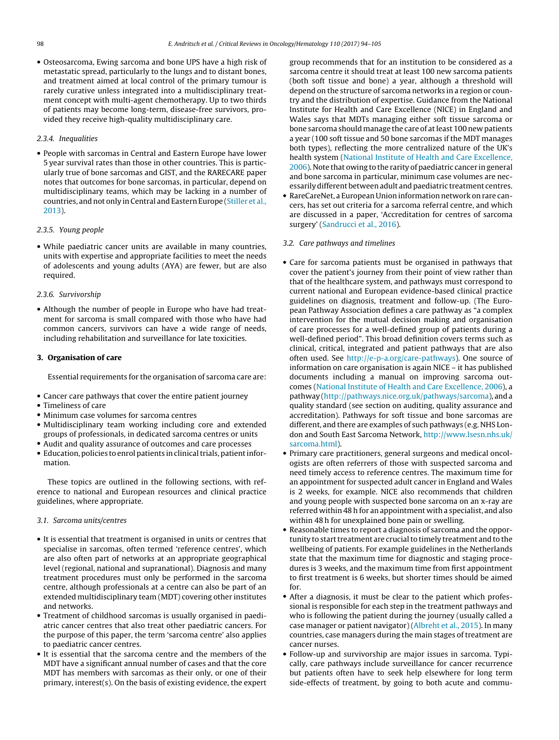- Osteosarcoma, Ewing sarcoma and bone UPS have a high risk of metastatic spread, particularly to the lungs and to distant bones, and treatment aimed at local control of the primary tumour is rarely curative unless integrated into a multidisciplinary treatment concept with multi-agent chemotherapy. Up to two thirds of patients may become long-term, disease-free survivors, provided they receive high-quality multidisciplinary care.

#### 2.3.4. Inequalities

- People with sarcomas in Central and Eastern Europe have lower 5 year survival rates than those in other countries. This is particularly true of bone sarcomas and GIST, and the RARECARE paper notes that outcomes for bone sarcomas, in particular, depend on multidisciplinary teams, which may be lacking in a number of countries, and not only in Central and Eastern Europe (Stiller et al., 2013).

#### 2.3.5. Young people

- While paediatric cancer units are available in many countries, units with expertise and appropriate facilities to meet the needs of adolescents and young adults (AYA) are fewer, but are also required.

#### 2.3.6. Survivorship

- Although the number of people in Europe who have had treatment for sarcoma is small compared with those who have had common cancers, survivors can have a wide range of needs, including rehabilitation and surveillance for late toxicities.

## 3. Organisation of care

Essential requirements for the organisation of sarcoma care are:

- Cancer care pathways that cover the entire patient journey
- Timeliness of care
- Minimum case volumes for sarcoma centres
- Multidisciplinary team working including core and extended groups of professionals, in dedicated sarcoma centres or units
- Audit and quality assurance of outcomes and care processes
- Education, policies to enrol patients in clinical trials, patient information.

These topics are outlined in the following sections, with reference to national and European resources and clinical practice guidelines, where appropriate.

### 3.1. Sarcoma units/centres

- It is essential that treatment is organised in units or centres that specialise in sarcomas, often termed 'reference centres', which are also often part of networks at an appropriate geographical level (regional, national and supranational). Diagnosis and many treatment procedures must only be performed in the sarcoma centre, although professionals at a centre can also be part of an extended multidisciplinary team (MDT) covering other institutes and networks.
- Treatment of childhood sarcomas is usually organised in paediatric cancer centres that also treat other paediatric cancers. For the purpose of this paper, the term 'sarcoma centre' also applies to paediatric cancer centres.
- It is essential that the sarcoma centre and the members of the MDT have a significant annual number of cases and that the core MDT has members with sarcomas as their only, or one of their primary, interest(s). On the basis of existing evidence, the expert group recommends that for an institution to be considered as a sarcoma centre it should treat at least 100 new sarcoma patients (both soft tissue and bone) a year, although a threshold will depend on the structure of sarcoma networks in a region or country and the distribution of expertise. Guidance from the National Institute for Health and Care Excellence (NICE) in England and Wales says that MDTs managing either soft tissue sarcoma or bone sarcoma should manage the care of at least 100 new patients a year (100 soft tissue and 50 bone sarcomas if the MDT manages both types), reflecting the more centralized nature of the UK's health system (National Institute of Health and Care Excellence, 2006). Note that owing to the rarity of paediatric cancer in general and bone sarcoma in particular, minimum case volumes are necessarily different between adult and paediatric treatment centres.
- RareCareNet, a European Union information network on rare cancers, has set out criteria for a sarcoma referral centre, and which are discussed in a paper, 'Accreditation for centres of sarcoma surgery' (Sandrucci et al., 2016).

### 3.2. Care pathways and timelines

- Care for sarcoma patients must be organised in pathways that cover the patient's journey from their point of view rather than that of the healthcare system, and pathways must correspond to current national and European evidence-based clinical practice guidelines on diagnosis, treatment and follow-up. (The European Pathway Association defines a care pathway as "a complex intervention for the mutual decision making and organisation of care processes for a well-defined group of patients during a well-defined period". This broad definition covers terms such as clinical, critical, integrated and patient pathways that are also often used. See http://e-p-a.org/care-pathways). One source of information on care organisation is again NICE – it has published documents including a manual on improving sarcoma outcomes (National Institute of Health and Care Excellence, 2006), a pathway (http://pathways.nice.org.uk/pathways/sarcoma), and a quality standard (see section on auditing, quality assurance and accreditation). Pathways for soft tissue and bone sarcomas are different, and there are examples of such pathways (e.g. NHS London and South East Sarcoma Network, http://www.lsesn.nhs.uk/sarcoma.html).
- Primary care practitioners, general surgeons and medical oncologists are often referrers of those with suspected sarcoma and need timely access to reference centres. The maximum time for an appointment for suspected adult cancer in England and Wales is 2 weeks, for example. NICE also recommends that children and young people with suspected bone sarcoma on an x-ray are referred within 48 h for an appointment with a specialist, and also within 48 h for unexplained bone pain or swelling.
- Reasonable times to report a diagnosis of sarcoma and the opportunity to start treatment are crucial to timely treatment and to the wellbeing of patients. For example guidelines in the Netherlands state that the maximum time for diagnostic and staging procedures is 3 weeks, and the maximum time from first appointment to first treatment is 6 weeks, but shorter times should be aimed for.
- After a diagnosis, it must be clear to the patient which professional is responsible for each step in the treatment pathways and who is following the patient during the journey (usually called a case manager or patient navigator) (Albreht et al., 2015). In many countries, case managers during the main stages of treatment are cancer nurses.
- Follow-up and survivorship are major issues in sarcoma. Typically, care pathways include surveillance for cancer recurrence but patients often have to seek help elsewhere for long term side-effects of treatment, by going to both acute and commu-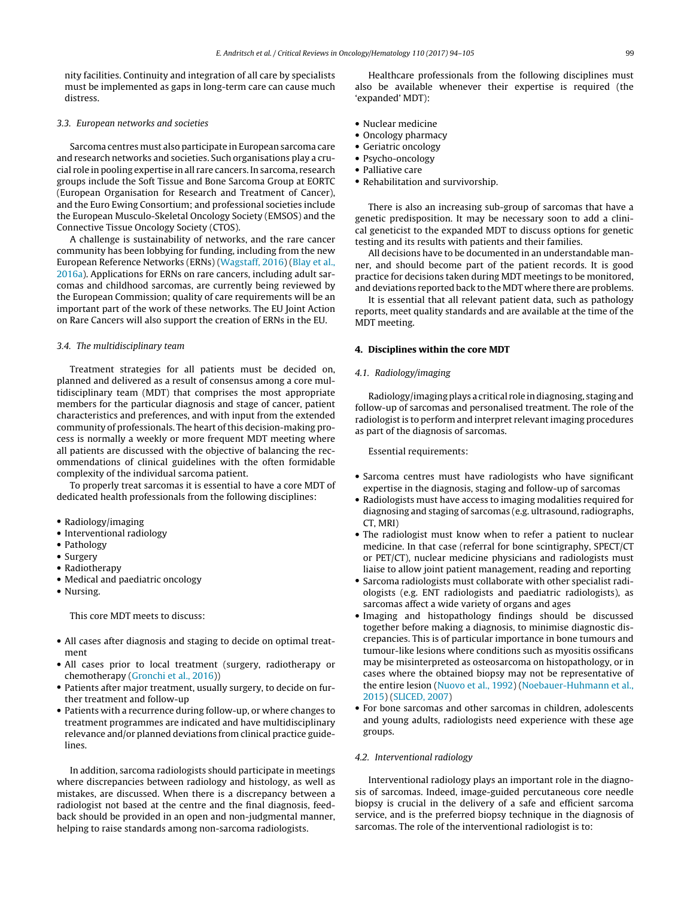nity facilities. Continuity and integration of all care by specialists must be implemented as gaps in long-term care can cause much distress.

### 3.3. European networks and societies

Sarcoma centres must also participate in European sarcoma care and research networks and societies. Such organisations play a crucial role in pooling expertise in all rare cancers. In sarcoma, research groups include the Soft Tissue and Bone Sarcoma Group at EORTC (European Organisation for Research and Treatment of Cancer), and the Euro Ewing Consortium; and professional societies include the European Musculo-Skeletal Oncology Society (EMSOS) and the Connective Tissue Oncology Society (CTOS).

A challenge is sustainability of networks, and the rare cancer community has been lobbying for funding, including from the new European Reference Networks (ERNs) (Wagstaff, 2016) (Blay et al., 2016a). Applications for ERNs on rare cancers, including adult sarcomas and childhood sarcomas, are currently being reviewed by the European Commission; quality of care requirements will be an important part of the work of these networks. The EU Joint Action on Rare Cancers will also support the creation of ERNs in the EU.

### 3.4. The multidisciplinary team

Treatment strategies for all patients must be decided on, planned and delivered as a result of consensus among a core multidisciplinary team (MDT) that comprises the most appropriate members for the particular diagnosis and stage of cancer, patient characteristics and preferences, and with input from the extended community of professionals. The heart of this decision-making process is normally a weekly or more frequent MDT meeting where all patients are discussed with the objective of balancing the recommendations of clinical guidelines with the often formidable complexity of the individual sarcoma patient.

To properly treat sarcomas it is essential to have a core MDT of dedicated health professionals from the following disciplines:

- Radiology/imaging
- Interventional radiology
- Pathology
- Surgery
- Radiotherapy
- Medical and paediatric oncology
- Nursing.

This core MDT meets to discuss:

- All cases after diagnosis and staging to decide on optimal treatment
- All cases prior to local treatment (surgery, radiotherapy or chemotherapy (Gronchi et al., 2016))
- Patients after major treatment, usually surgery, to decide on further treatment and follow-up
- Patients with a recurrence during follow-up, or where changes to treatment programmes are indicated and have multidisciplinary relevance and/or planned deviations from clinical practice guidelines.

In addition, sarcoma radiologists should participate in meetings where discrepancies between radiology and histology, as well as mistakes, are discussed. When there is a discrepancy between a radiologist not based at the centre and the final diagnosis, feedback should be provided in an open and non-judgmental manner, helping to raise standards among non-sarcoma radiologists.

Healthcare professionals from the following disciplines must also be available whenever their expertise is required (the 'expanded' MDT):

- Nuclear medicine
- Oncology pharmacy
- Geriatric oncology
- Psycho-oncology
- Palliative care
- Rehabilitation and survivorship.

There is also an increasing sub-group of sarcomas that have a genetic predisposition. It may be necessary soon to add a clinical geneticist to the expanded MDT to discuss options for genetic testing and its results with patients and their families.

All decisions have to be documented in an understandable manner, and should become part of the patient records. It is good practice for decisions taken during MDT meetings to be monitored, and deviations reported back to the MDT where there are problems.

It is essential that all relevant patient data, such as pathology reports, meet quality standards and are available at the time of the MDT meeting.

## 4. Disciplines within the core MDT

### 4.1. Radiology/imaging

Radiology/imaging plays a critical role in diagnosing, staging and follow-up of sarcomas and personalised treatment. The role of the radiologist is to perform and interpret relevant imaging procedures as part of the diagnosis of sarcomas.

Essential requirements:

- Sarcoma centres must have radiologists who have significant expertise in the diagnosis, staging and follow-up of sarcomas
- Radiologists must have access to imaging modalities required for diagnosing and staging of sarcomas (e.g. ultrasound, radiographs, CT, MRI)
- The radiologist must know when to refer a patient to nuclear medicine. In that case (referral for bone scintigraphy, SPECT/CT or PET/CT), nuclear medicine physicians and radiologists must liaise to allow joint patient management, reading and reporting
- Sarcoma radiologists must collaborate with other specialist radiologists (e.g. ENT radiologists and paediatric radiologists), as sarcomas affect a wide variety of organs and ages
- Imaging and histopathology findings should be discussed together before making a diagnosis, to minimise diagnostic discrepancies. This is of particular importance in bone tumours and tumour-like lesions where conditions such as myositis ossificans may be misinterpreted as osteosarcoma on histopathology, or in cases where the obtained biopsy may not be representative of the entire lesion (Nuovo et al., 1992) (Noebauer-Huhmann et al., 2015) (SLICED, 2007)
- For bone sarcomas and other sarcomas in children, adolescents and young adults, radiologists need experience with these age groups.

### 4.2. Interventional radiology

Interventional radiology plays an important role in the diagnosis of sarcomas. Indeed, image-guided percutaneous core needle biopsy is crucial in the delivery of a safe and efficient sarcoma service, and is the preferred biopsy technique in the diagnosis of sarcomas. The role of the interventional radiologist is to: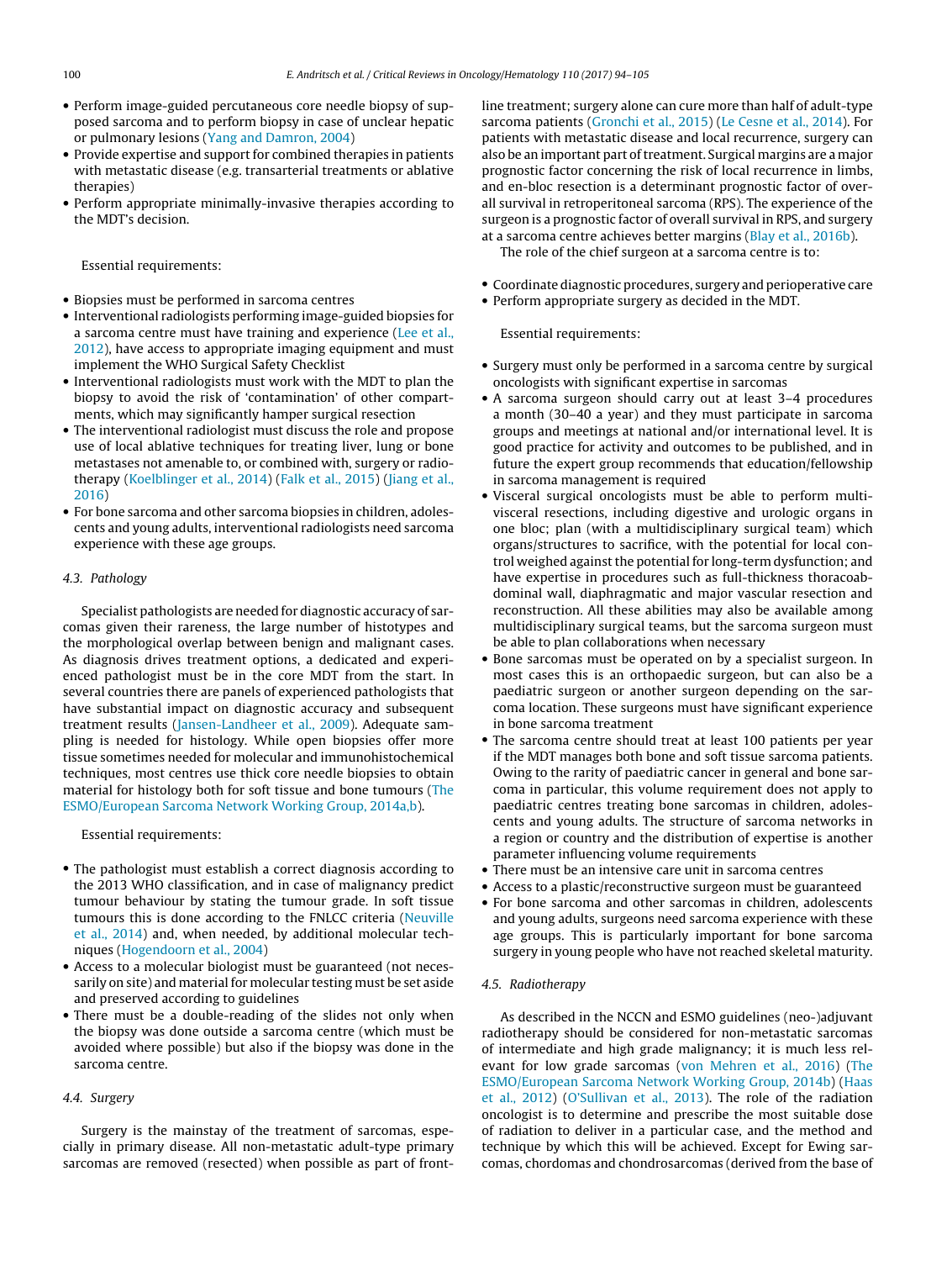- Perform image-guided percutaneous core needle biopsy of supposed sarcoma and to perform biopsy in case of unclear hepatic or pulmonary lesions (Yang and Damron, 2004)
- Provide expertise and support for combined therapies in patients with metastatic disease (e.g. transarterial treatments or ablative therapies)
- Perform appropriate minimally-invasive therapies according to the MDT's decision.

Essential requirements:

- Biopsies must be performed in sarcoma centres
- Interventional radiologists performing image-guided biopsies for a sarcoma centre must have training and experience (Lee et al., 2012), have access to appropriate imaging equipment and must implement the WHO Surgical Safety Checklist
- Interventional radiologists must work with the MDT to plan the biopsy to avoid the risk of 'contamination' of other compartments, which may significantly hamper surgical resection
- The interventional radiologist must discuss the role and propose use of local ablative techniques for treating liver, lung or bone metastases not amenable to, or combined with, surgery or radiotherapy (Koelblinger et al., 2014) (Falk et al., 2015) (Jiang et al., 2016)
- For bone sarcoma and other sarcoma biopsies in children, adolescents and young adults, interventional radiologists need sarcoma experience with these age groups.

### 4.3. Pathology

Specialist pathologists are needed for diagnostic accuracy of sarcomas given their rareness, the large number of histotypes and the morphological overlap between benign and malignant cases. As diagnosis drives treatment options, a dedicated and experienced pathologist must be in the core MDT from the start. In several countries there are panels of experienced pathologists that have substantial impact on diagnostic accuracy and subsequent treatment results (Jansen-Landheer et al., 2009). Adequate sampling is needed for histology. While open biopsies offer more tissue sometimes needed for molecular and immunohistochemical techniques, most centres use thick core needle biopsies to obtain material for histology both for soft tissue and bone tumours (The ESMO/European Sarcoma Network Working Group, 2014a,b).

Essential requirements:

- The pathologist must establish a correct diagnosis according to the 2013 WHO classification, and in case of malignancy predict tumour behaviour by stating the tumour grade. In soft tissue tumours this is done according to the FNLCC criteria (Neuville et al., 2014) and, when needed, by additional molecular techniques (Hogendoorn et al., 2004)
- Access to a molecular biologist must be guaranteed (not necessarily on site) and material for molecular testing must be set aside and preserved according to guidelines
- There must be a double-reading of the slides not only when the biopsy was done outside a sarcoma centre (which must be avoided where possible) but also if the biopsy was done in the sarcoma centre.

### 4.4. Surgery

Surgery is the mainstay of the treatment of sarcomas, especially in primary disease. All non-metastatic adult-type primary sarcomas are removed (resected) when possible as part of front-line treatment; surgery alone can cure more than half of adult-type sarcoma patients (Gronchi et al., 2015) (Le Cesne et al., 2014). For patients with metastatic disease and local recurrence, surgery can also be an important part of treatment. Surgical margins are a major prognostic factor concerning the risk of local recurrence in limbs, and en-bloc resection is a determinant prognostic factor of overall survival in retroperitoneal sarcoma (RPS). The experience of the surgeon is a prognostic factor of overall survival in RPS, and surgery at a sarcoma centre achieves better margins (Blay et al., 2016b).

The role of the chief surgeon at a sarcoma centre is to:

- Coordinate diagnostic procedures, surgery and perioperative care
- Perform appropriate surgery as decided in the MDT.

Essential requirements:

- Surgery must only be performed in a sarcoma centre by surgical oncologists with significant expertise in sarcomas
- A sarcoma surgeon should carry out at least 3–4 procedures a month (30–40 a year) and they must participate in sarcoma groups and meetings at national and/or international level. It is good practice for activity and outcomes to be published, and in future the expert group recommends that education/fellowship in sarcoma management is required
- Visceral surgical oncologists must be able to perform multivisceral resections, including digestive and urologic organs in one bloc; plan (with a multidisciplinary surgical team) which organs/structures to sacrifice, with the potential for local control weighed against the potential for long-term dysfunction; and have expertise in procedures such as full-thickness thoracoabdominal wall, diaphragmatic and major vascular resection and reconstruction. All these abilities may also be available among multidisciplinary surgical teams, but the sarcoma surgeon must be able to plan collaborations when necessary
- Bone sarcomas must be operated on by a specialist surgeon. In most cases this is an orthopaedic surgeon, but can also be a paediatric surgeon or another surgeon depending on the sarcoma location. These surgeons must have significant experience in bone sarcoma treatment
- The sarcoma centre should treat at least 100 patients per year if the MDT manages both bone and soft tissue sarcoma patients. Owing to the rarity of paediatric cancer in general and bone sarcoma in particular, this volume requirement does not apply to paediatric centres treating bone sarcomas in children, adolescents and young adults. The structure of sarcoma networks in a region or country and the distribution of expertise is another parameter influencing volume requirements
- There must be an intensive care unit in sarcoma centres
- Access to a plastic/reconstructive surgeon must be guaranteed
- For bone sarcoma and other sarcomas in children, adolescents and young adults, surgeons need sarcoma experience with these age groups. This is particularly important for bone sarcoma surgery in young people who have not reached skeletal maturity.

### 4.5. Radiotherapy

As described in the NCCN and ESMO guidelines (neo-)adjuvant radiotherapy should be considered for non-metastatic sarcomas of intermediate and high grade malignancy; it is much less relevant for low grade sarcomas (von Mehren et al., 2016) (The ESMO/European Sarcoma Network Working Group, 2014b) (Haas et al., 2012) (O'Sullivan et al., 2013). The role of the radiation oncologist is to determine and prescribe the most suitable dose of radiation to deliver in a particular case, and the method and technique by which this will be achieved. Except for Ewing sarcomas, chordomas and chondrosarcomas (derived from the base of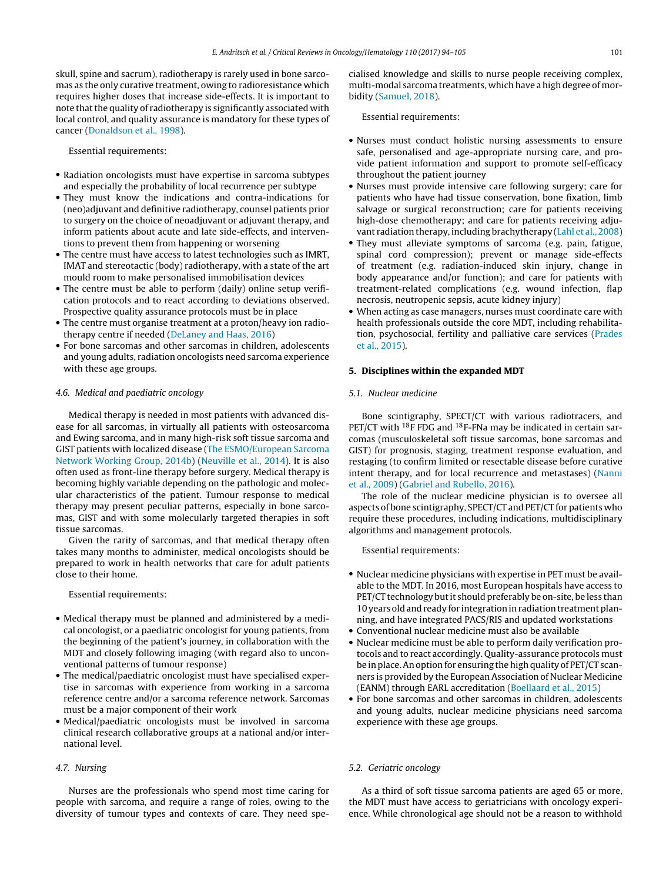skull, spine and sacrum), radiotherapy is rarely used in bone sarcomas as the only curative treatment, owing to radioresistance which requires higher doses that increase side-effects. It is important to note that the quality of radiotherapy is significantly associated with local control, and quality assurance is mandatory for these types of cancer (Donaldson et al., 1998).

Essential requirements:

- Radiation oncologists must have expertise in sarcoma subtypes and especially the probability of local recurrence per subtype
- They must know the indications and contra-indications for (neo)adjuvant and definitive radiotherapy, counsel patients prior to surgery on the choice of neoadjuvant or adjuvant therapy, and inform patients about acute and late side-effects, and interventions to prevent them from happening or worsening
- The centre must have access to latest technologies such as IMRT, IMAT and stereotactic (body) radiotherapy, with a state of the art mould room to make personalised immobilisation devices
- The centre must be able to perform (daily) online setup verification protocols and to react according to deviations observed. Prospective quality assurance protocols must be in place
- The centre must organise treatment at a proton/heavy ion radiotherapy centre if needed (DeLaney and Haas, 2016)
- For bone sarcomas and other sarcomas in children, adolescents and young adults, radiation oncologists need sarcoma experience with these age groups.

### 4.6. Medical and paediatric oncology

Medical therapy is needed in most patients with advanced disease for all sarcomas, in virtually all patients with osteosarcoma and Ewing sarcoma, and in many high-risk soft tissue sarcoma and GIST patients with localized disease (The ESMO/European Sarcoma Network Working Group, 2014b) (Neuville et al., 2014). It is also often used as front-line therapy before surgery. Medical therapy is becoming highly variable depending on the pathologic and molecular characteristics of the patient. Tumour response to medical therapy may present peculiar patterns, especially in bone sarcomas, GIST and with some molecularly targeted therapies in soft tissue sarcomas.

Given the rarity of sarcomas, and that medical therapy often takes many months to administer, medical oncologists should be prepared to work in health networks that care for adult patients close to their home.

Essential requirements:

- Medical therapy must be planned and administered by a medical oncologist, or a paediatric oncologist for young patients, from the beginning of the patient's journey, in collaboration with the MDT and closely following imaging (with regard also to unconventional patterns of tumour response)
- The medical/paediatric oncologist must have specialised expertise in sarcomas with experience from working in a sarcoma reference centre and/or a sarcoma reference network. Sarcomas must be a major component of their work
- Medical/paediatric oncologists must be involved in sarcoma clinical research collaborative groups at a national and/or international level.

### 4.7. Nursing

Nurses are the professionals who spend most time caring for people with sarcoma, and require a range of roles, owing to the diversity of tumour types and contexts of care. They need specialised knowledge and skills to nurse people receiving complex, multi-modal sarcoma treatments, which have a high degree of morbidity (Samuel, 2018).

Essential requirements:

- Nurses must conduct holistic nursing assessments to ensure safe, personalised and age-appropriate nursing care, and provide patient information and support to promote self-efficacy throughout the patient journey
- Nurses must provide intensive care following surgery; care for patients who have had tissue conservation, bone fixation, limb salvage or surgical reconstruction; care for patients receiving high-dose chemotherapy; and care for patients receiving adjuvant radiation therapy, including brachytherapy (Lahl et al., 2008)
- They must alleviate symptoms of sarcoma (e.g. pain, fatigue, spinal cord compression); prevent or manage side-effects of treatment (e.g. radiation-induced skin injury, change in body appearance and/or function); and care for patients with treatment-related complications (e.g. wound infection, flap necrosis, neutropenic sepsis, acute kidney injury)
- When acting as case managers, nurses must coordinate care with health professionals outside the core MDT, including rehabilitation, psychosocial, fertility and palliative care services (Prades et al., 2015).

## 5. Disciplines within the expanded MDT

### 5.1. Nuclear medicine

Bone scintigraphy, SPECT/CT with various radiotracers, and PET/CT with $^{18}$F FDG and $^{18}$F-FNa may be indicated in certain sarcomas (musculoskeletal soft tissue sarcomas, bone sarcomas and GIST) for prognosis, staging, treatment response evaluation, and restaging (to confirm limited or resectable disease before curative intent therapy, and for local recurrence and metastases) (Nanni et al., 2009) (Gabriel and Rubello, 2016).

The role of the nuclear medicine physician is to oversee all aspects of bone scintigraphy, SPECT/CT and PET/CT for patients who require these procedures, including indications, multidisciplinary algorithms and management protocols.

Essential requirements:

- Nuclear medicine physicians with expertise in PET must be available to the MDT. In 2016, most European hospitals have access to PET/CT technology but it should preferably be on-site, be less than 10 years old and ready for integration in radiation treatment planning, and have integrated PACS/RIS and updated workstations
- Conventional nuclear medicine must also be available
- Nuclear medicine must be able to perform daily verification protocols and to react accordingly. Quality-assurance protocols must be in place. An option for ensuring the high quality of PET/CT scanners is provided by the European Association of Nuclear Medicine (EANM) through EARL accreditation (Boellaard et al., 2015)
- For bone sarcomas and other sarcomas in children, adolescents and young adults, nuclear medicine physicians need sarcoma experience with these age groups.

### 5.2. Geriatric oncology

As a third of soft tissue sarcoma patients are aged 65 or more, the MDT must have access to geriatricians with oncology experience. While chronological age should not be a reason to withhold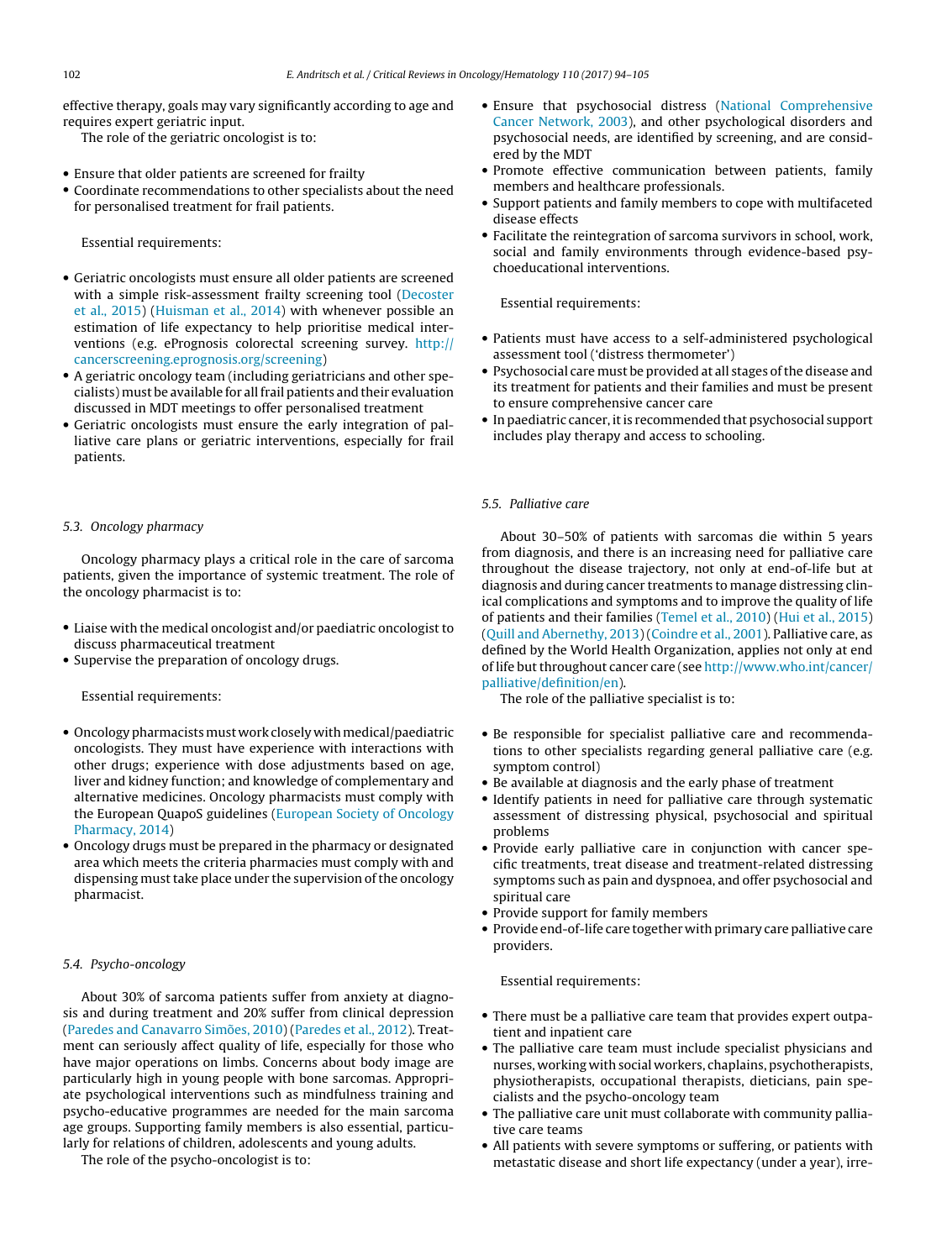effective therapy, goals may vary significantly according to age and requires expert geriatric input.

The role of the geriatric oncologist is to:

- Ensure that older patients are screened for frailty
- Coordinate recommendations to other specialists about the need for personalised treatment for frail patients.

Essential requirements:

- Geriatric oncologists must ensure all older patients are screened with a simple risk-assessment frailty screening tool (Decoster et al., 2015) (Huisman et al., 2014) with whenever possible an estimation of life expectancy to help prioritise medical interventions (e.g. ePrognosis colorectal screening survey. http://cancerscreening.eprognosis.org/screening)
- A geriatric oncology team (including geriatricians and other specialists) must be available for all frail patients and their evaluation discussed in MDT meetings to offer personalised treatment
- Geriatric oncologists must ensure the early integration of palliative care plans or geriatric interventions, especially for frail patients.

### 5.3. Oncology pharmacy

Oncology pharmacy plays a critical role in the care of sarcoma patients, given the importance of systemic treatment. The role of the oncology pharmacist is to:

- Liaise with the medical oncologist and/or paediatric oncologist to discuss pharmaceutical treatment
- Supervise the preparation of oncology drugs.

Essential requirements:

- Oncology pharmacists must work closely with medical/paediatric oncologists. They must have experience with interactions with other drugs; experience with dose adjustments based on age, liver and kidney function; and knowledge of complementary and alternative medicines. Oncology pharmacists must comply with the European QuapoS guidelines (European Society of Oncology Pharmacy, 2014)
- Oncology drugs must be prepared in the pharmacy or designated area which meets the criteria pharmacies must comply with and dispensing must take place under the supervision of the oncology pharmacist.

### 5.4. Psycho-oncology

About 30% of sarcoma patients suffer from anxiety at diagnosis and during treatment and 20% suffer from clinical depression (Paredes and Canavarro Simões, 2010) (Paredes et al., 2012). Treatment can seriously affect quality of life, especially for those who have major operations on limbs. Concerns about body image are particularly high in young people with bone sarcomas. Appropriate psychological interventions such as mindfulness training and psycho-educative programmes are needed for the main sarcoma age groups. Supporting family members is also essential, particularly for relations of children, adolescents and young adults.

The role of the psycho-oncologist is to:

- Ensure that psychosocial distress (National Comprehensive Cancer Network, 2003), and other psychological disorders and psychosocial needs, are identified by screening, and are considered by the MDT
- Promote effective communication between patients, family members and healthcare professionals.
- Support patients and family members to cope with multifaceted disease effects
- Facilitate the reintegration of sarcoma survivors in school, work, social and family environments through evidence-based psychoeducational interventions.

Essential requirements:

- Patients must have access to a self-administered psychological assessment tool ('distress thermometer')
- Psychosocial care must be provided at all stages of the disease and its treatment for patients and their families and must be present to ensure comprehensive cancer care
- In paediatric cancer, it is recommended that psychosocial support includes play therapy and access to schooling.

### 5.5. Palliative care

About 30–50% of patients with sarcomas die within 5 years from diagnosis, and there is an increasing need for palliative care throughout the disease trajectory, not only at end-of-life but at diagnosis and during cancer treatments to manage distressing clinical complications and symptoms and to improve the quality of life of patients and their families (Temel et al., 2010) (Hui et al., 2015) (Quill and Abernethy, 2013) (Coindre et al., 2001). Palliative care, as defined by the World Health Organization, applies not only at end of life but throughout cancer care (see http://www.who.int/cancer/palliative/definition/en).

The role of the palliative specialist is to:

- Be responsible for specialist palliative care and recommendations to other specialists regarding general palliative care (e.g. symptom control)
- Be available at diagnosis and the early phase of treatment
- Identify patients in need for palliative care through systematic assessment of distressing physical, psychosocial and spiritual problems
- Provide early palliative care in conjunction with cancer specific treatments, treat disease and treatment-related distressing symptoms such as pain and dyspnoea, and offer psychosocial and spiritual care
- Provide support for family members
- Provide end-of-life care together with primary care palliative care providers.

Essential requirements:

- There must be a palliative care team that provides expert outpatient and inpatient care
- The palliative care team must include specialist physicians and nurses, working with social workers, chaplains, psychotherapists, physiotherapists, occupational therapists, dieticians, pain specialists and the psycho-oncology team
- The palliative care unit must collaborate with community palliative care teams
- All patients with severe symptoms or suffering, or patients with metastatic disease and short life expectancy (under a year), irre-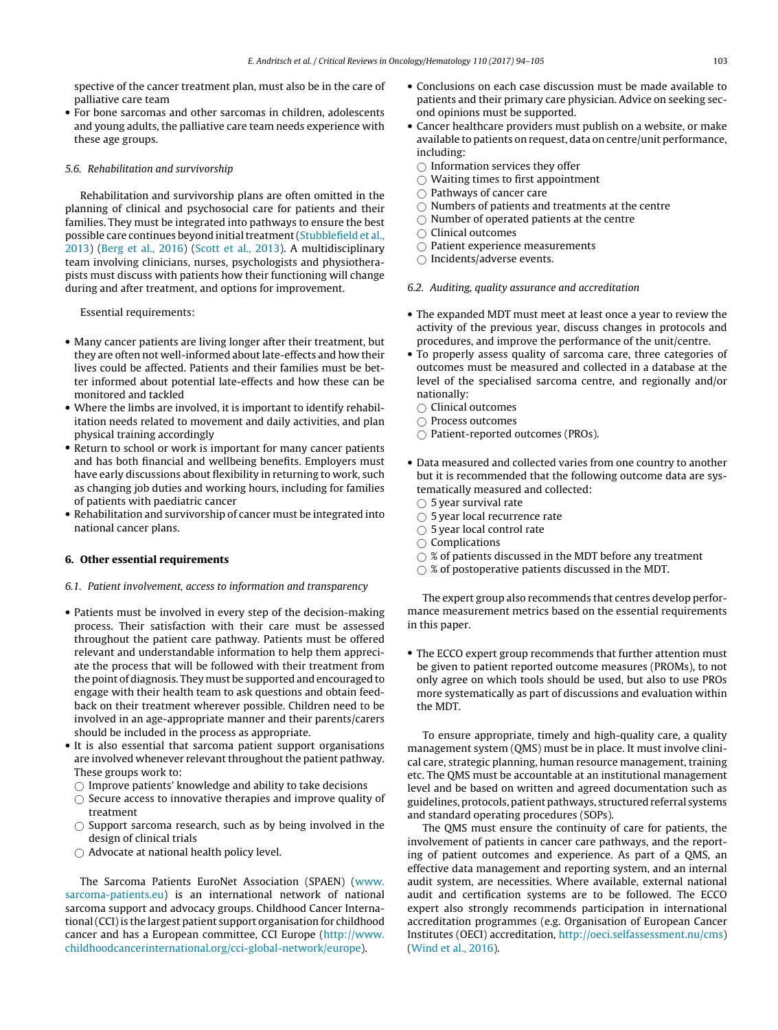spective of the cancer treatment plan, must also be in the care of palliative care team

- For bone sarcomas and other sarcomas in children, adolescents and young adults, the palliative care team needs experience with these age groups.

### 5.6. Rehabilitation and survivorship

Rehabilitation and survivorship plans are often omitted in the planning of clinical and psychosocial care for patients and their families. They must be integrated into pathways to ensure the best possible care continues beyond initial treatment (Stubblefield et al., 2013) (Berg et al., 2016) (Scott et al., 2013). A multidisciplinary team involving clinicians, nurses, psychologists and physiotherapists must discuss with patients how their functioning will change during and after treatment, and options for improvement.

Essential requirements:

- Many cancer patients are living longer after their treatment, but they are often not well-informed about late-effects and how their lives could be affected. Patients and their families must be better informed about potential late-effects and how these can be monitored and tackled
- Where the limbs are involved, it is important to identify rehabilitation needs related to movement and daily activities, and plan physical training accordingly
- Return to school or work is important for many cancer patients and has both financial and wellbeing benefits. Employers must have early discussions about flexibility in returning to work, such as changing job duties and working hours, including for families of patients with paediatric cancer
- Rehabilitation and survivorship of cancer must be integrated into national cancer plans.

## 6. Other essential requirements

### 6.1. Patient involvement, access to information and transparency

- Patients must be involved in every step of the decision-making process. Their satisfaction with their care must be assessed throughout the patient care pathway. Patients must be offered relevant and understandable information to help them appreciate the process that will be followed with their treatment from the point of diagnosis. They must be supported and encouraged to engage with their health team to ask questions and obtain feedback on their treatment wherever possible. Children need to be involved in an age-appropriate manner and their parents/carers should be included in the process as appropriate.
- It is also essential that sarcoma patient support organisations are involved whenever relevant throughout the patient pathway. These groups work to:
  - ○ Improve patients' knowledge and ability to take decisions
  - ○ Secure access to innovative therapies and improve quality of treatment
  - ○ Support sarcoma research, such as by being involved in the design of clinical trials
  - ○ Advocate at national health policy level.

The Sarcoma Patients EuroNet Association (SPAEN) (www.sarcoma-patients.eu) is an international network of national sarcoma support and advocacy groups. Childhood Cancer International (CCI) is the largest patient support organisation for childhood cancer and has a European committee, CCI Europe (http://www.childhoodcancerinternational.org/cci-global-network/europe).

- Conclusions on each case discussion must be made available to patients and their primary care physician. Advice on seeking second opinions must be supported.
- Cancer healthcare providers must publish on a website, or make available to patients on request, data on centre/unit performance, including:
  - ○ Information services they offer
  - ○ Waiting times to first appointment
  - ○ Pathways of cancer care
  - ○ Numbers of patients and treatments at the centre
  - ○ Number of operated patients at the centre
  - ○ Clinical outcomes
  - ○ Patient experience measurements
  - ○ Incidents/adverse events.

### 6.2. Auditing, quality assurance and accreditation

- The expanded MDT must meet at least once a year to review the activity of the previous year, discuss changes in protocols and procedures, and improve the performance of the unit/centre.
- To properly assess quality of sarcoma care, three categories of outcomes must be measured and collected in a database at the level of the specialised sarcoma centre, and regionally and/or nationally:
  - ○ Clinical outcomes
  - ○ Process outcomes
  - ○ Patient-reported outcomes (PROs).

- Data measured and collected varies from one country to another but it is recommended that the following outcome data are systematically measured and collected:
  - ○ 5 year survival rate
  - ○ 5 year local recurrence rate
  - ○ 5 year local control rate
  - ○ Complications
  - ○ % of patients discussed in the MDT before any treatment
  - ○ % of postoperative patients discussed in the MDT.

The expert group also recommends that centres develop performance measurement metrics based on the essential requirements in this paper.

- The ECCO expert group recommends that further attention must be given to patient reported outcome measures (PROMs), to not only agree on which tools should be used, but also to use PROs more systematically as part of discussions and evaluation within the MDT.

To ensure appropriate, timely and high-quality care, a quality management system (QMS) must be in place. It must involve clinical care, strategic planning, human resource management, training etc. The QMS must be accountable at an institutional management level and be based on written and agreed documentation such as guidelines, protocols, patient pathways, structured referral systems and standard operating procedures (SOPs).

The QMS must ensure the continuity of care for patients, the involvement of patients in cancer care pathways, and the reporting of patient outcomes and experience. As part of a QMS, an effective data management and reporting system, and an internal audit system, are necessities. Where available, external national audit and certification systems are to be followed. The ECCO expert also strongly recommends participation in international accreditation programmes (e.g. Organisation of European Cancer Institutes (OECI) accreditation, http://oeci.selfassessment.nu/cms) (Wind et al., 2016).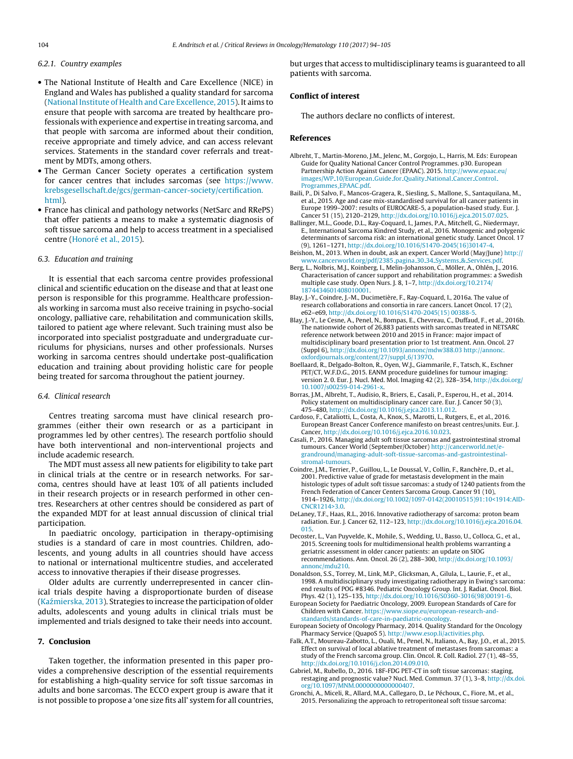#### 6.2.1. Country examples

- The National Institute of Health and Care Excellence (NICE) in England and Wales has published a quality standard for sarcoma (National Institute of Health and Care Excellence, 2015). It aims to ensure that people with sarcoma are treated by healthcare professionals with experience and expertise in treating sarcoma, and that people with sarcoma are informed about their condition, receive appropriate and timely advice, and can access relevant services. Statements in the standard cover referrals and treatment by MDTs, among others.
- The German Cancer Society operates a certification system for cancer centres that includes sarcomas (see https://www.krebsgesellschaft.de/gcs/german-cancer-society/certification.html).
- France has clinical and pathology networks (NetSarc and RRePS) that offer patients a means to make a systematic diagnosis of soft tissue sarcoma and help to access treatment in a specialised centre (Honoré et al., 2015).

### 6.3. Education and training

It is essential that each sarcoma centre provides professional clinical and scientific education on the disease and that at least one person is responsible for this programme. Healthcare professionals working in sarcoma must also receive training in psycho-social oncology, palliative care, rehabilitation and communication skills, tailored to patient age where relevant. Such training must also be incorporated into specialist postgraduate and undergraduate curriculums for physicians, nurses and other professionals. Nurses working in sarcoma centres should undertake post-qualification education and training about providing holistic care for people being treated for sarcoma throughout the patient journey.

### 6.4. Clinical research

Centres treating sarcoma must have clinical research programmes (either their own research or as a participant in programmes led by other centres). The research portfolio should have both interventional and non-interventional projects and include academic research.

The MDT must assess all new patients for eligibility to take part in clinical trials at the centre or in research networks. For sarcoma, centres should have at least 10% of all patients included in their research projects or in research performed in other centres. Researchers at other centres should be considered as part of the expanded MDT for at least annual discussion of clinical trial participation.

In paediatric oncology, participation in therapy-optimising studies is a standard of care in most countries. Children, adolescents, and young adults in all countries should have access to national or international multicentre studies, and accelerated access to innovative therapies if their disease progresses.

Older adults are currently underrepresented in cancer clinical trials despite having a disproportionate burden of disease (Kaźmierska, 2013). Strategies to increase the participation of older adults, adolescents and young adults in clinical trials must be implemented and trials designed to take their needs into account.

## 7. Conclusion

Taken together, the information presented in this paper provides a comprehensive description of the essential requirements for establishing a high-quality service for soft tissue sarcomas in adults and bone sarcomas. The ECCO expert group is aware that it is not possible to propose a 'one size fits all' system for all countries, but urges that access to multidisciplinary teams is guaranteed to all patients with sarcoma.

## Conflict of interest

The authors declare no conflicts of interest.

## References

Albreht, T., Martin-Moreno, J.M., Jelenc, M., Gorgojo, L., Harris, M. Eds: European Guide for Quality National Cancer Control Programmes. p30. European Partnership Action Against Cancer (EPAAC). 2015. http://www.epaac.eu/images/WP_10/European_Guide_for_Quality_National_Cancer_Control_Programmes_EPAAC.pdf.

Baili, P., Di Salvo, F., Mancos-Gragera, R., Siesling, S., Mallone, S., Santaquilana, M., et al., 2015. Age and case mix-standardised survival for all cancer patients in Europe 1999–2007: results of EUROCARE-5, a population-based study. Eur. J. Cancer 51 (15), 2120–2129, http://dx.doi.org/10.1016/j.ejca.2015.07.025.

Ballinger, M.L., Goode, D.L., Ray-Coquard, I., James, P.A., Mitchell, G., Niedermayr, E., International Sarcoma Kindred Study, et al., 2016. Monogenic and polygenic determinants of sarcoma risk: an international genetic study. Lancet Oncol. 17 (9), 1261–1271, http://dx.doi.org/10.1016/S1470-2045(16)30147-4.

Beishon, M., 2013. When in doubt, ask an expert. Cancer World (May/June) http://www.cancerworld.org/pdf/2385_pagina_30_34_Systems_&_Services.pdf.

Berg, L., Nolbris, M.J., Koinberg, I., Melin-Johansson, C., Möller, A., Ohlén, J., 2016. Characterisation of cancer support and rehabilitation programmes: a Swedish multiple case study. Open Nurs. J. 8, 1–7, http://dx.doi.org/10.2174/1874434601408010001.

Blay, J.-Y., Coindre, J.-M., Ducimetière, F., Ray-Coquard, I., 2016a. The value of research collaborations and consortia in rare cancers. Lancet Oncol. 17 (2), e62–e69, http://dx.doi.org/10.1016/S1470-2045(15) 00388-5.

Blay, J.-Y., Le Cesne, A., Penel, N., Bompas, E., Chevreau, C., Duffaud, F., et al., 2016b. The nationwide cohort of 26,883 patients with sarcomas treated in NETSARC reference network between 2010 and 2015 in France: major impact of multidisciplinary board presentation prior to 1st treatment. Ann. Oncol. 27 (Suppl 6), http://dx.doi.org/10.1093/annonc/mdw388.03 http://annonc.oxfordjournals.org/content/27/suppl_6/1397O.

Boellaard, R., Delgado-Bolton, R., Oyen, W.J., Giammarile, F., Tatsch, K., Eschner PET/CT, W.F.D.G., 2015. EANM procedure guidelines for tumour imaging: version 2. 0. Eur. J. Nucl. Med. Mol. Imaging 42 (2), 328–354, http://dx.doi.org/10.1007/s00259-014-2961-x.

Borras, J.M., Albreht, T., Audisio, R., Briers, E., Casali, P., Esperou, H., et al., 2014. Policy statement on multidisciplinary cancer care. Eur. J. Cancer 50 (3), 475–480, http://dx.doi.org/10.1016/j.ejca.2013.11.012.

Cardoso, F., Cataliotti, L., Costa, A., Knox, S., Marotti, L., Rutgers, E., et al., 2016. European Breast Cancer Conference manifesto on breast centres/units. Eur. J. Cancer, http://dx.doi.org/10.1016/j.ejca.2016.10.023.

Casali, P., 2016. Managing adult soft tissue sarcomas and gastrointestinal stromal tumours. Cancer World (September/October) http://cancerworld.net/e-grandround/managing-adult-soft-tissue-sarcomas-and-gastrointestinal-stromal-tumours.

Coindre, J.M., Terrier, P., Guillou, L., Le Doussal, V., Collin, F., Ranchère, D., et al., 2001. Predictive value of grade for metastasis development in the main histologic types of adult soft tissue sarcomas: a study of 1240 patients from the French Federation of Cancer Centers Sarcoma Group. Cancer 91 (10), 1914–1926, http://dx.doi.org/10.1002/1097-0142(20010515)91:10<1914:AID-CNCR1214>3.0.

DeLaney, T.F., Haas, R.L., 2016. Innovative radiotherapy of sarcoma: proton beam radiation. Eur. J. Cancer 62, 112–123, http://dx.doi.org/10.1016/j.ejca.2016.04.015.

Decoster, L., Van Puyvelde, K., Mohile, S., Wedding, U., Basso, U., Colloca, G., et al., 2015. Screening tools for multidimensional health problems warranting a geriatric assessment in older cancer patients: an update on SIOG recommendations. Ann. Oncol. 26 (2), 288–300, http://dx.doi.org/10.1093/annonc/mdu210.

Donaldson, S.S., Torrey, M., Link, M.P., Glicksman, A., Gilula, L., Laurie, F., et al., 1998. A multidisciplinary study investigating radiotherapy in Ewing's sarcoma: end results of POG #8346. Pediatric Oncology Group. Int. J. Radiat. Oncol. Biol. Phys. 42 (1), 125–135, http://dx.doi.org/10.1016/S0360-3016(98)00191-6.

European Society for Paediatric Oncology, 2009. European Standards of Care for Children with Cancer. https://www.siope.eu/european-research-and-standards/standards-of-care-in-paediatric-oncology.

European Society of Oncology Pharmacy, 2014. Quality Standard for the Oncology Pharmacy Service (QuapoS 5). http://www.esop.li/activities.php.

Falk, A.T., Moureau-Zabotto, L., Ouali, M., Penel, N., Italiano, A., Bay, J.O., et al., 2015. Effect on survival of local ablative treatment of metastases from sarcomas: a study of the French sarcoma group. Clin. Oncol. R. Coll. Radiol. 27 (1), 48–55, http://dx.doi.org/10.1016/j.clon.2014.09.010.

Gabriel, M., Rubello, D., 2016. 18F-FDG PET-CT in soft tissue sarcomas: staging, restaging and prognostic value? Nucl. Med. Commun. 37 (1), 3–8, http://dx.doi.org/10.1097/MNM.0000000000000407.

Gronchi, A., Miceli, R., Allard, M.A., Callegaro, D., Le Péchoux, C., Fiore, M., et al., 2015. Personalizing the approach to retroperitoneal soft tissue sarcoma: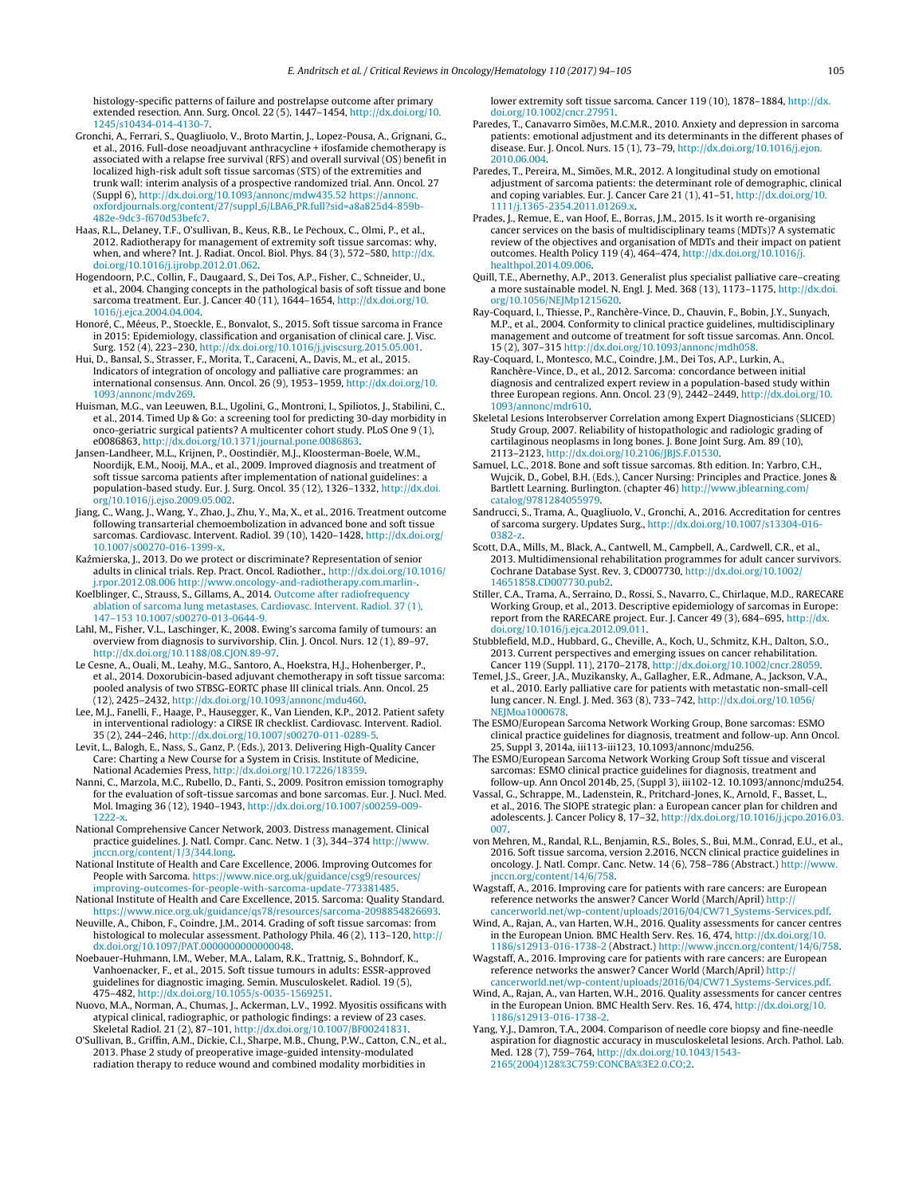histology-specific patterns of failure and postrelapse outcome after primary extended resection. Ann. Surg. Oncol. 22 (5), 1447–1454, http://dx.doi.org/10.1245/s10434-014-4130-7.

Gronchi, A., Ferrari, S., Quagliuolo, V., Broto Martin, J., Lopez-Pousa, A., Grignani, G., et al., 2016. Full-dose neoadjuvant anthracycline + ifosfamide chemotherapy is associated with a relapse free survival (RFS) and overall survival (OS) benefit in localized high-risk adult soft tissue sarcomas (STS) of the extremities and trunk wall: interim analysis of a prospective randomized trial. Ann. Oncol. 27 (Suppl 6), http://dx.doi.org/10.1093/annonc/mdw435.52 https://annonc.oxfordjournals.org/content/27/suppl_6/LBA6_PR.full?sid=a8a825d4-859b-482e-9dc3-f670d53befc7.

Haas, R.L., Delaney, T.F., O'sullivan, B., Keus, R.B., Le Pechoux, C., Olmi, P., et al., 2012. Radiotherapy for management of extremity soft tissue sarcomas: why, when, and where? Int. J. Radiat. Oncol. Biol. Phys. 84 (3), 572–580, http://dx.doi.org/10.1016/j.ijrobp.2012.01.062.

Hogendoorn, P.C., Collin, F., Daugaard, S., Dei Tos, A.P., Fisher, C., Schneider, U., et al., 2004. Changing concepts in the pathological basis of soft tissue and bone sarcoma treatment. Eur. J. Cancer 40 (11), 1644–1654, http://dx.doi.org/10.1016/j.ejca.2004.04.004.

Honoré, C., Méeus, P., Stoeckle, E., Bonvalot, S., 2015. Soft tissue sarcoma in France in 2015: Epidemiology, classification and organisation of clinical care. J. Visc. Surg. 152 (4), 223–230, http://dx.doi.org/10.1016/j.jviscsurg.2015.05.001.

Hui, D., Bansal, S., Strasser, F., Morita, T., Caraceni, A., Davis, M., et al., 2015. Indicators of integration of oncology and palliative care programmes: an international consensus. Ann. Oncol. 26 (9), 1953–1959, http://dx.doi.org/10.1093/annonc/mdv269.

Huisman, M.G., van Leeuwen, B.L., Ugolini, G., Montroni, I., Spiliotos, J., Stabilini, C., et al., 2014. Timed Up & Go: a screening tool for predicting 30-day morbidity in onco-geriatric surgical patients? A multicenter cohort study. PLoS One 9 (1), e0086863, http://dx.doi.org/10.1371/journal.pone.0086863.

Jansen-Landheer, M.L., Krijnen, P., Oostindiër, M.J., Kloosterman-Boele, W.M., Noordijk, E.M., Nooij, M.A., et al., 2009. Improved diagnosis and treatment of soft tissue sarcoma patients after implementation of national guidelines: a population-based study. Eur. J. Surg. Oncol. 35 (12), 1326–1332, http://dx.doi.org/10.1016/j.ejso.2009.05.002.

Jiang, C., Wang, J., Wang, Y., Zhao, J., Zhu, Y., Ma, X., et al., 2016. Treatment outcome following transarterial chemoembolization in advanced bone and soft tissue sarcomas. Cardiovasc. Intervent. Radiol. 39 (10), 1420–1428, http://dx.doi.org/10.1007/s00270-016-1399-x.

Kaźmierska, J., 2013. Do we protect or discriminate? Representation of senior adults in clinical trials. Rep. Pract. Oncol. Radiother., http://dx.doi.org/10.1016/j.rpor.2012.08.006 http://www.oncology-and-radiotherapy.com.marlin-.

Koelblinger, C., Strauss, S., Gillams, A., 2014. Outcome after radiofrequency ablation of sarcoma lung metastases. Cardiovasc. Intervent. Radiol. 37 (1), 147–153 10.1007/s00270-013-0644-9.

Lahl, M., Fisher, V.L., Laschinger, K., 2008. Ewing's sarcoma family of tumours: an overview from diagnosis to survivorship. Clin. J. Oncol. Nurs. 12 (1), 89–97, http://dx.doi.org/10.1188/08.CJON.89-97.

Le Cesne, A., Ouali, M., Leahy, M.G., Santoro, A., Hoekstra, H.J., Hohenberger, P., et al., 2014. Doxorubicin-based adjuvant chemotherapy in soft tissue sarcoma: pooled analysis of two STBSG-EORTC phase III clinical trials. Ann. Oncol. 25 (12), 2425–2432, http://dx.doi.org/10.1093/annonc/mdu460.

Lee, M.J., Fanelli, F., Haage, P., Hausegger, K., Van Lienden, K.P., 2012. Patient safety in interventional radiology: a CIRSE IR checklist. Cardiovasc. Intervent. Radiol. 35 (2), 244–246, http://dx.doi.org/10.1007/s00270-011-0289-5.

Levit, L., Balogh, E., Nass, S., Ganz, P. (Eds.), 2013. Delivering High-Quality Cancer Care: Charting a New Course for a System in Crisis. Institute of Medicine, National Academies Press, http://dx.doi.org/10.17226/18359.

Nanni, C., Marzola, M.C., Rubello, D., Fanti, S., 2009. Positron emission tomography for the evaluation of soft-tissue sarcomas and bone sarcomas. Eur. J. Nucl. Med. Mol. Imaging 36 (12), 1940–1943, http://dx.doi.org/10.1007/s00259-009-1222-x.

National Comprehensive Cancer Network, 2003. Distress management. Clinical practice guidelines. J. Natl. Compr. Canc. Netw. 1 (3), 344–374 http://www.jnccn.org/content/1/3/344.long.

National Institute of Health and Care Excellence, 2006. Improving Outcomes for People with Sarcoma. https://www.nice.org.uk/guidance/csg9/resources/improving-outcomes-for-people-with-sarcoma-update-773381485.

National Institute of Health and Care Excellence, 2015. Sarcoma: Quality Standard. https://www.nice.org.uk/guidance/qs78/resources/sarcoma-2098854826693.

Neuville, A., Chibon, F., Coindre, J.M., 2014. Grading of soft tissue sarcomas: from histological to molecular assessment. Pathology Phila. 46 (2), 113–120, http://dx.doi.org/10.1097/PAT.0000000000000048.

Noebauer-Huhmann, I.M., Weber, M.A., Lalam, R.K., Trattnig, S., Bohndorf, K., Vanhoenacker, F., et al., 2015. Soft tissue tumours in adults: ESSR-approved guidelines for diagnostic imaging. Semin. Musculoskelet. Radiol. 19 (5), 475–482, http://dx.doi.org/10.1055/s-0035-1569251.

Nuovo, M.A., Norman, A., Chumas, J., Ackerman, L.V., 1992. Myositis ossificans with atypical clinical, radiographic, or pathologic findings: a review of 23 cases. Skeletal Radiol. 21 (2), 87–101, http://dx.doi.org/10.1007/BF00241831.

O'Sullivan, B., Griffin, A.M., Dickie, C.I., Sharpe, M.B., Chung, P.W., Catton, C.N., et al., 2013. Phase 2 study of preoperative image-guided intensity-modulated radiation therapy to reduce wound and combined modality morbidities in lower extremity soft tissue sarcoma. Cancer 119 (10), 1878–1884, http://dx.doi.org/10.1002/cncr.27951.

Paredes, T., Canavarro Simões, M.C.M.R., 2010. Anxiety and depression in sarcoma patients: emotional adjustment and its determinants in the different phases of disease. Eur. J. Oncol. Nurs. 15 (1), 73–79, http://dx.doi.org/10.1016/j.ejon.2010.06.004.

Paredes, T., Pereira, M., Simões, M.R., 2012. A longitudinal study on emotional adjustment of sarcoma patients: the determinant role of demographic, clinical and coping variables. Eur. J. Cancer Care 21 (1), 41–51, http://dx.doi.org/10.1111/j.1365-2354.2011.01269.x.

Prades, J., Remue, E., van Hoof, E., Borras, J.M., 2015. Is it worth re-organising cancer services on the basis of multidisciplinary teams (MDTs)? A systematic review of the objectives and organisation of MDTs and their impact on patient outcomes. Health Policy 119 (4), 464–474, http://dx.doi.org/10.1016/j.healthpol.2014.09.006.

Quill, T.E., Abernethy, A.P., 2013. Generalist plus specialist palliative care–creating a more sustainable model. N. Engl. J. Med. 368 (13), 1173–1175, http://dx.doi.org/10.1056/NEJMp1215620.

Ray-Coquard, I., Thiesse, P., Ranchère-Vince, D., Chauvin, F., Bobin, J.Y., Sunyach, M.P., et al., 2004. Conformity to clinical practice guidelines, multidisciplinary management and outcome of treatment for soft tissue sarcomas. Ann. Oncol. 15 (2), 307–315 http://dx.doi.org/10.1093/annonc/mdh058.

Ray-Coquard, I., Montesco, M.C., Coindre, J.M., Dei Tos, A.P., Lurkin, A., Ranchère-Vince, D., et al., 2012. Sarcoma: concordance between initial diagnosis and centralized expert review in a population-based study within three European regions. Ann. Oncol. 23 (9), 2442–2449, http://dx.doi.org/10.1093/annonc/mdr610.

Skeletal Lesions Interobserver Correlation among Expert Diagnosticians (SLICED) Study Group, 2007. Reliability of histopathologic and radiologic grading of cartilaginous neoplasms in long bones. J. Bone Joint Surg. Am. 89 (10), 2113–2123, http://dx.doi.org/10.2106/JBJS.F.01530.

Samuel, L.C., 2018. Bone and soft tissue sarcomas. 8th edition. In: Yarbro, C.H., Wujcik, D., Gobel, B.H. (Eds.), Cancer Nursing: Principles and Practice. Jones & Bartlett Learning. Burlington. (chapter 46) http://www.jblearning.com/catalog/9781284055979.

Sandrucci, S., Trama, A., Quagliuolo, V., Gronchi, A., 2016. Accreditation for centres of sarcoma surgery. Updates Surg., http://dx.doi.org/10.1007/s13304-016-0382-z.

Scott, D.A., Mills, M., Black, A., Cantwell, M., Campbell, A., Cardwell, C.R., et al., 2013. Multidimensional rehabilitation programmes for adult cancer survivors. Cochrane Database Syst. Rev. 3, CD007730, http://dx.doi.org/10.1002/14651858.CD007730.pub2.

Stiller, C.A., Trama, A., Serraino, D., Rossi, S., Navarro, C., Chirlaque, M.D., RARECARE Working Group, et al., 2013. Descriptive epidemiology of sarcomas in Europe: report from the RARECARE project. Eur. J. Cancer 49 (3), 684–695, http://dx.doi.org/10.1016/j.ejca.2012.09.011.

Stubblefield, M.D., Hubbard, G., Cheville, A., Koch, U., Schmitz, K.H., Dalton, S.O., 2013. Current perspectives and emerging issues on cancer rehabilitation. Cancer 119 (Suppl. 11), 2170–2178, http://dx.doi.org/10.1002/cncr.28059.

Temel, J.S., Greer, J.A., Muzikansky, A., Gallagher, E.R., Admane, A., Jackson, V.A., et al., 2010. Early palliative care for patients with metastatic non-small-cell lung cancer. N. Engl. J. Med. 363 (8), 733–742, http://dx.doi.org/10.1056/NEJMoa1000678.

The ESMO/European Sarcoma Network Working Group, Bone sarcomas: ESMO clinical practice guidelines for diagnosis, treatment and follow-up. Ann Oncol. 25, Suppl 3, 2014a, iii113-iii123, 10.1093/annonc/mdu256.

The ESMO/European Sarcoma Network Working Group Soft tissue and visceral sarcomas: ESMO clinical practice guidelines for diagnosis, treatment and follow-up. Ann Oncol 2014b, 25, (Suppl 3), iii102-12. 10.1093/annonc/mdu254.

Vassal, G., Schrappe, M., Ladenstein, R., Pritchard-Jones, K., Arnold, F., Basset, L., et al., 2016. The SIOPE strategic plan: a European cancer plan for children and adolescents. J. Cancer Policy 8, 17–32, http://dx.doi.org/10.1016/j.jcpo.2016.03.007.

von Mehren, M., Randal, R.L., Benjamin, R.S., Boles, S., Bui, M.M., Conrad, E.U., et al., 2016. Soft tissue sarcoma, version 2.2016, NCCN clinical practice guidelines in oncology. J. Natl. Compr. Canc. Netw. 14 (6), 758–786 (Abstract.) http://www.jnccn.org/content/14/6/758.

Wagstaff, A., 2016. Improving care for patients with rare cancers: are European reference networks the answer? Cancer World (March/April) http://cancerworld.net/wp-content/uploads/2016/04/CW71_Systems-Services.pdf.

Wind, A., Rajan, A., van Harten, W.H., 2016. Quality assessments for cancer centres in the European Union. BMC Health Serv. Res. 16, 474, http://dx.doi.org/10.1186/s12913-016-1738-2 (Abstract.) http://www.jnccn.org/content/14/6/758.

Wagstaff, A., 2016. Improving care for patients with rare cancers: are European reference networks the answer? Cancer World (March/April) http://cancerworld.net/wp-content/uploads/2016/04/CW71_Systems-Services.pdf.

Wind, A., Rajan, A., van Harten, W.H., 2016. Quality assessments for cancer centres in the European Union. BMC Health Serv. Res. 16, 474, http://dx.doi.org/10.1186/s12913-016-1738-2.

Yang, Y.J., Damron, T.A., 2004. Comparison of needle core biopsy and fine-needle aspiration for diagnostic accuracy in musculoskeletal lesions. Arch. Pathol. Lab. Med. 128 (7), 759–764, http://dx.doi.org/10.1043/1543-2165(2004)128%3C759:CONCBA%3E2.0.CO;2.